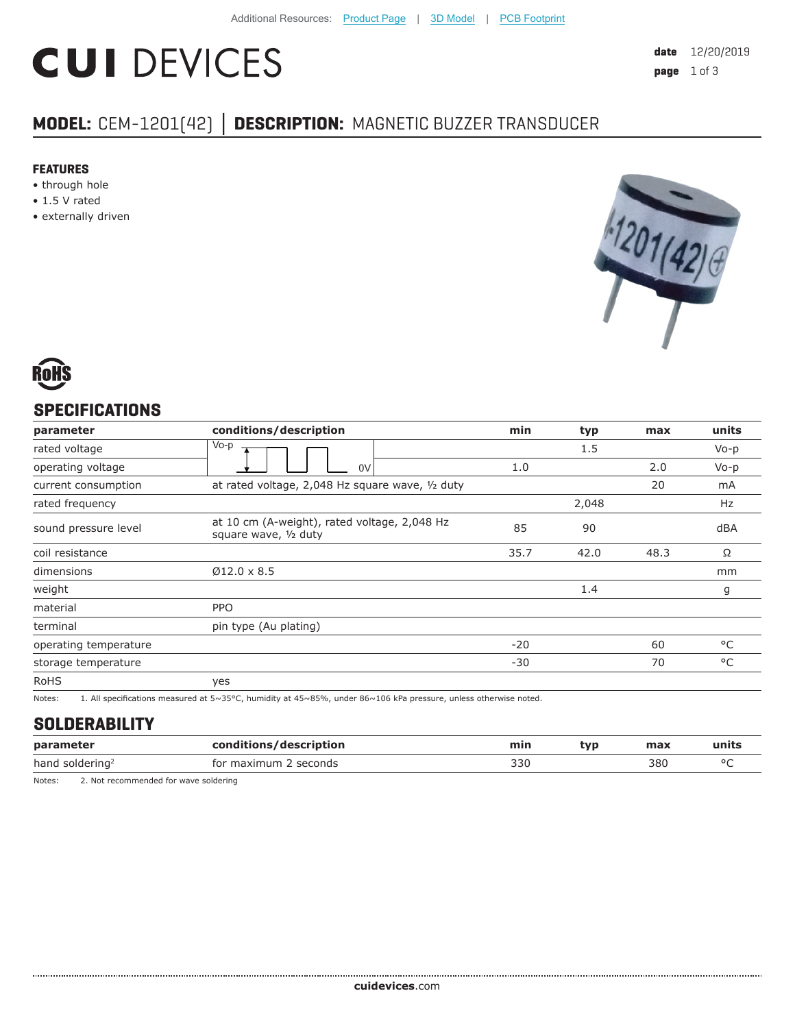Additional Resources: Product Page | 3D Model | PCB Footprint

# CUI DEVICES

**date** 12/20/2019

## MODEL: CEM-1201(42) | DESCRIPTION: MAGNETIC BUZZER TRANSDUCER

### FEATURES

- through hole
- 1.5 V rated
- externally driven

RoHS

## SPECIFICATIONS

| parameter | conditions/description | min | typ | max | units |
|---|---|---|---|---|---|
| rated voltage | Vo-p / 0V |  | 1.5 |  | Vo-p |
| operating voltage |  | 1.0 |  | 2.0 | Vo-p |
| current consumption | at rated voltage, 2,048 Hz square wave, ½ duty |  |  | 20 | mA |
| rated frequency |  |  | 2,048 |  | Hz |
| sound pressure level | at 10 cm (A-weight), rated voltage, 2,048 Hz square wave, ½ duty | 85 | 90 |  | dBA |
| coil resistance |  | 35.7 | 42.0 | 48.3 | Ω |
| dimensions | Ø12.0 x 8.5 |  |  |  | mm |
| weight |  |  | 1.4 |  | g |
| material | PPO |  |  |  |  |
| terminal | pin type (Au plating) |  |  |  |  |
| operating temperature |  | -20 |  | 60 | °C |
| storage temperature |  | -30 |  | 70 | °C |
| RoHS | yes |  |  |  |  |

Notes: 1. All specifications measured at 5~35°C, humidity at 45~85%, under 86~106 kPa pressure, unless otherwise noted.

## SOLDERABILITY

| parameter | conditions/description | min | typ | max | units |
|---|---|---|---|---|---|
| hand soldering[2] | for maximum 2 seconds | 330 |  | 380 | °C |

Notes: 2. Not recommended for wave soldering

cuidevices.com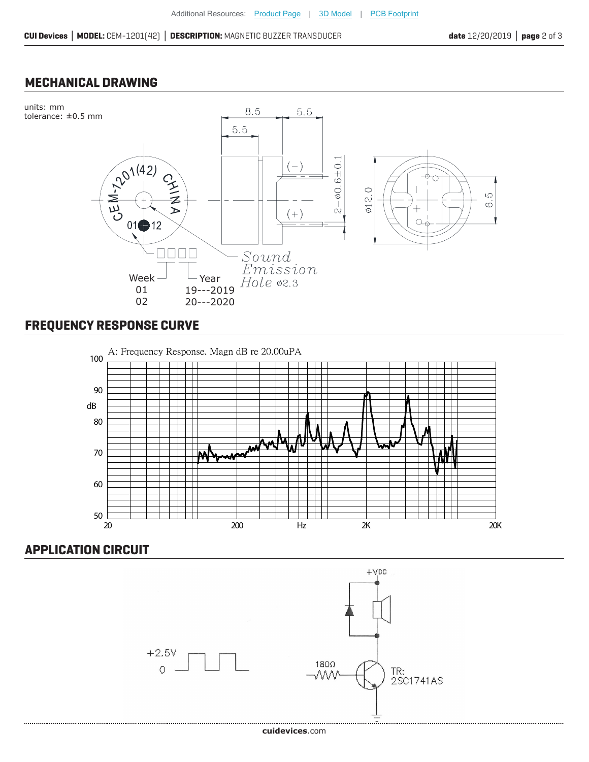## MECHANICAL DRAWING

units: mm
tolerance: ±0.5 mm

8.5 5.5 5.5

(−) (+)

2−ø0.6±0.1

ø12.0

6.5

CEM-1201(42) CHINA

01 12

Week
01
02

Year
19---2019
20---2020

Sound Emission Hole ø2.3

## FREQUENCY RESPONSE CURVE

A: Frequency Response. Magn dB re 20.00uPA

dB: 50, 60, 70, 80, 90, 100

Hz: 20, 200, 2K, 20K

## APPLICATION CIRCUIT

+VDC

+2.5V
0

180Ω

TR:
2SC1741AS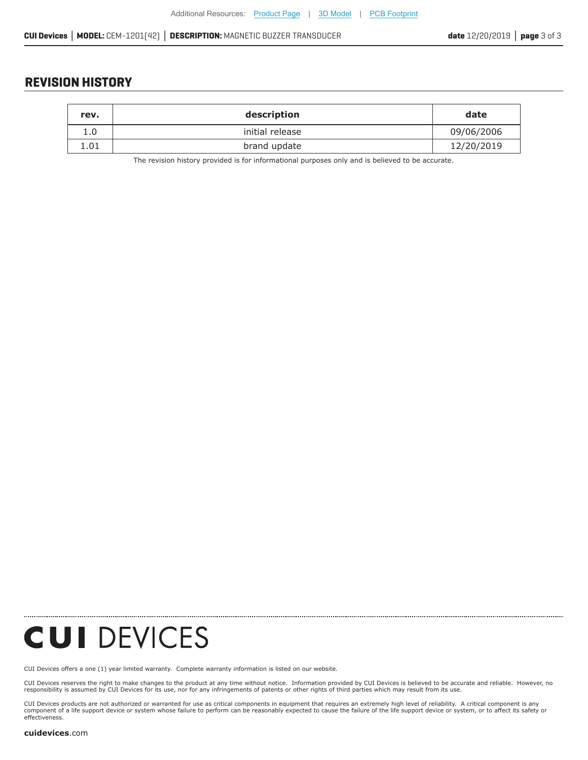## REVISION HISTORY

| rev. | description | date |
| --- | --- | --- |
| 1.0 | initial release | 09/06/2006 |
| 1.01 | brand update | 12/20/2019 |

The revision history provided is for informational purposes only and is believed to be accurate.

CUI DEVICES

CUI Devices offers a one (1) year limited warranty. Complete warranty information is listed on our website.

CUI Devices reserves the right to make changes to the product at any time without notice. Information provided by CUI Devices is believed to be accurate and reliable. However, no responsibility is assumed by CUI Devices for its use, nor for any infringements of patents or other rights of third parties which may result from its use.

CUI Devices products are not authorized or warranted for use as critical components in equipment that requires an extremely high level of reliability. A critical component is any component of a life support device or system whose failure to perform can be reasonably expected to cause the failure of the life support device or system, or to affect its safety or effectiveness.

**cuidevices**.com